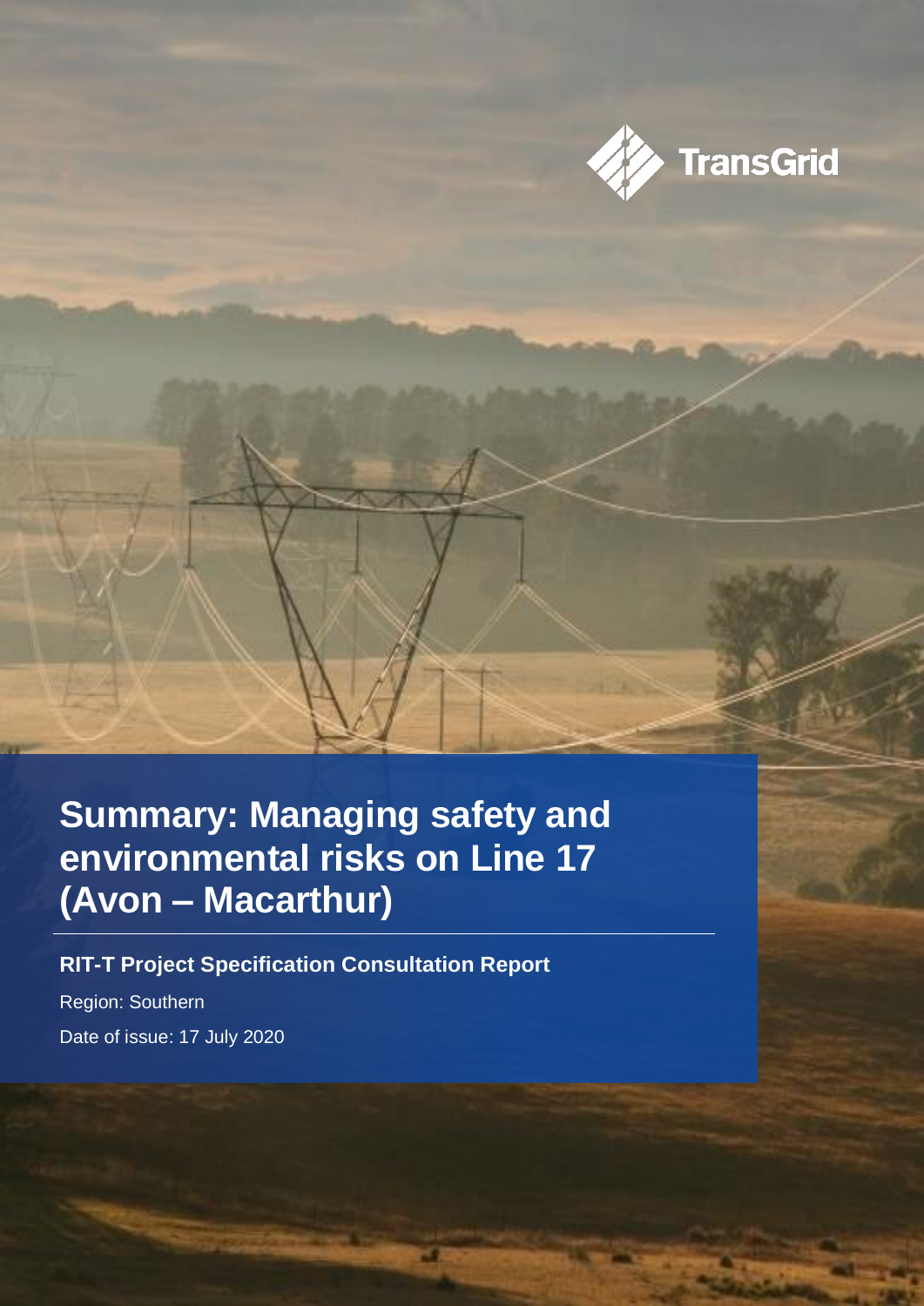TransGrid

# Summary: Managing safety and environmental risks on Line 17 (Avon – Macarthur)

**RIT-T Project Specification Consultation Report**

Region: Southern

Date of issue: 17 July 2020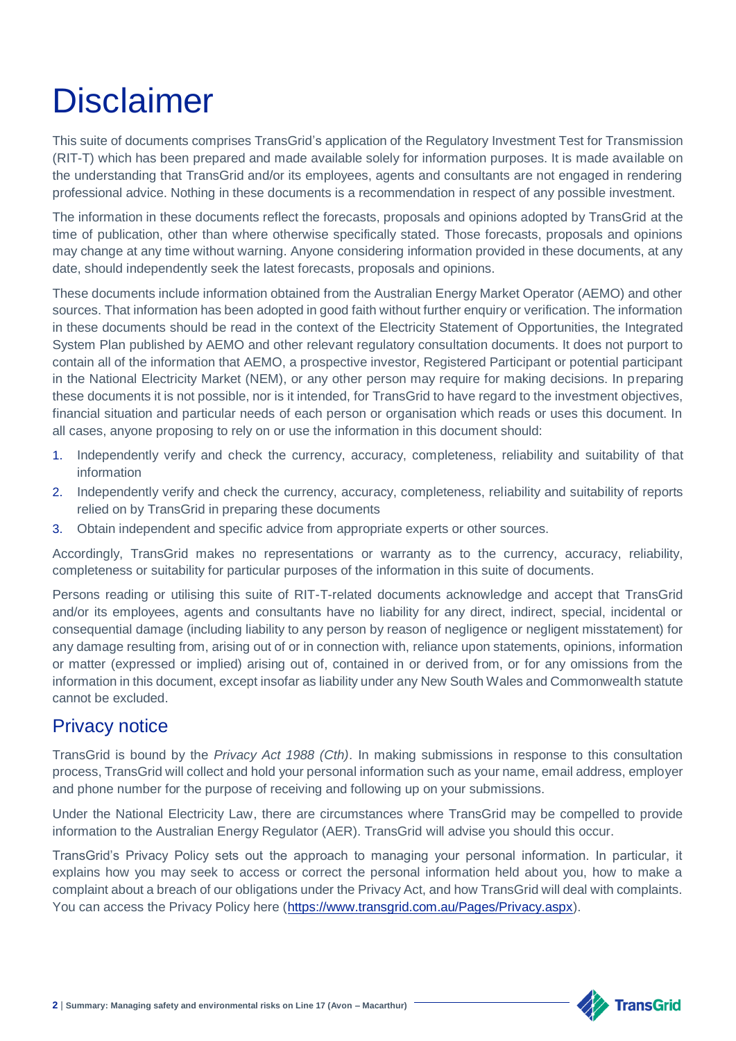# Disclaimer

This suite of documents comprises TransGrid's application of the Regulatory Investment Test for Transmission (RIT-T) which has been prepared and made available solely for information purposes. It is made available on the understanding that TransGrid and/or its employees, agents and consultants are not engaged in rendering professional advice. Nothing in these documents is a recommendation in respect of any possible investment.

The information in these documents reflect the forecasts, proposals and opinions adopted by TransGrid at the time of publication, other than where otherwise specifically stated. Those forecasts, proposals and opinions may change at any time without warning. Anyone considering information provided in these documents, at any date, should independently seek the latest forecasts, proposals and opinions.

These documents include information obtained from the Australian Energy Market Operator (AEMO) and other sources. That information has been adopted in good faith without further enquiry or verification. The information in these documents should be read in the context of the Electricity Statement of Opportunities, the Integrated System Plan published by AEMO and other relevant regulatory consultation documents. It does not purport to contain all of the information that AEMO, a prospective investor, Registered Participant or potential participant in the National Electricity Market (NEM), or any other person may require for making decisions. In preparing these documents it is not possible, nor is it intended, for TransGrid to have regard to the investment objectives, financial situation and particular needs of each person or organisation which reads or uses this document. In all cases, anyone proposing to rely on or use the information in this document should:

1. Independently verify and check the currency, accuracy, completeness, reliability and suitability of that information
2. Independently verify and check the currency, accuracy, completeness, reliability and suitability of reports relied on by TransGrid in preparing these documents
3. Obtain independent and specific advice from appropriate experts or other sources.

Accordingly, TransGrid makes no representations or warranty as to the currency, accuracy, reliability, completeness or suitability for particular purposes of the information in this suite of documents.

Persons reading or utilising this suite of RIT-T-related documents acknowledge and accept that TransGrid and/or its employees, agents and consultants have no liability for any direct, indirect, special, incidental or consequential damage (including liability to any person by reason of negligence or negligent misstatement) for any damage resulting from, arising out of or in connection with, reliance upon statements, opinions, information or matter (expressed or implied) arising out of, contained in or derived from, or for any omissions from the information in this document, except insofar as liability under any New South Wales and Commonwealth statute cannot be excluded.

## Privacy notice

TransGrid is bound by the *Privacy Act 1988 (Cth)*. In making submissions in response to this consultation process, TransGrid will collect and hold your personal information such as your name, email address, employer and phone number for the purpose of receiving and following up on your submissions.

Under the National Electricity Law, there are circumstances where TransGrid may be compelled to provide information to the Australian Energy Regulator (AER). TransGrid will advise you should this occur.

TransGrid's Privacy Policy sets out the approach to managing your personal information. In particular, it explains how you may seek to access or correct the personal information held about you, how to make a complaint about a breach of our obligations under the Privacy Act, and how TransGrid will deal with complaints. You can access the Privacy Policy here (https://www.transgrid.com.au/Pages/Privacy.aspx).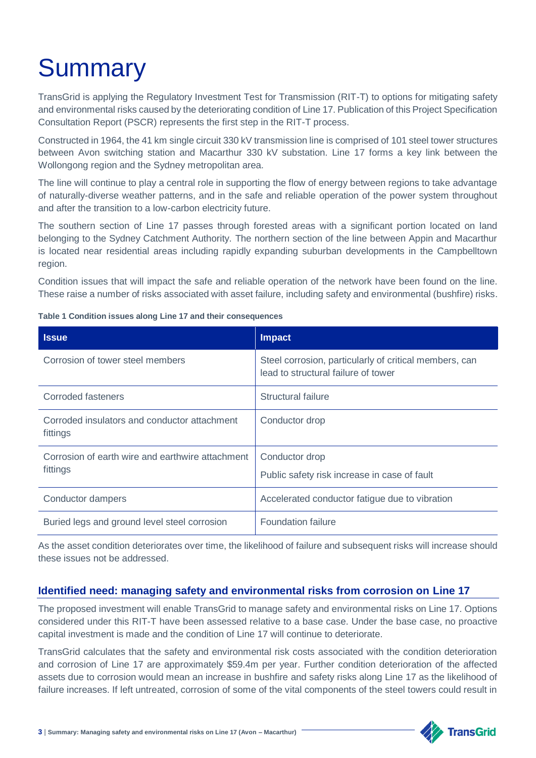# Summary

TransGrid is applying the Regulatory Investment Test for Transmission (RIT-T) to options for mitigating safety and environmental risks caused by the deteriorating condition of Line 17. Publication of this Project Specification Consultation Report (PSCR) represents the first step in the RIT-T process.

Constructed in 1964, the 41 km single circuit 330 kV transmission line is comprised of 101 steel tower structures between Avon switching station and Macarthur 330 kV substation. Line 17 forms a key link between the Wollongong region and the Sydney metropolitan area.

The line will continue to play a central role in supporting the flow of energy between regions to take advantage of naturally-diverse weather patterns, and in the safe and reliable operation of the power system throughout and after the transition to a low-carbon electricity future.

The southern section of Line 17 passes through forested areas with a significant portion located on land belonging to the Sydney Catchment Authority. The northern section of the line between Appin and Macarthur is located near residential areas including rapidly expanding suburban developments in the Campbelltown region.

Condition issues that will impact the safe and reliable operation of the network have been found on the line. These raise a number of risks associated with asset failure, including safety and environmental (bushfire) risks.

**Table 1 Condition issues along Line 17 and their consequences**

| Issue | Impact |
|---|---|
| Corrosion of tower steel members | Steel corrosion, particularly of critical members, can lead to structural failure of tower |
| Corroded fasteners | Structural failure |
| Corroded insulators and conductor attachment fittings | Conductor drop |
| Corrosion of earth wire and earthwire attachment fittings | Conductor drop<br>Public safety risk increase in case of fault |
| Conductor dampers | Accelerated conductor fatigue due to vibration |
| Buried legs and ground level steel corrosion | Foundation failure |

As the asset condition deteriorates over time, the likelihood of failure and subsequent risks will increase should these issues not be addressed.

## Identified need: managing safety and environmental risks from corrosion on Line 17

The proposed investment will enable TransGrid to manage safety and environmental risks on Line 17. Options considered under this RIT-T have been assessed relative to a base case. Under the base case, no proactive capital investment is made and the condition of Line 17 will continue to deteriorate.

TransGrid calculates that the safety and environmental risk costs associated with the condition deterioration and corrosion of Line 17 are approximately $59.4m per year. Further condition deterioration of the affected assets due to corrosion would mean an increase in bushfire and safety risks along Line 17 as the likelihood of failure increases. If left untreated, corrosion of some of the vital components of the steel towers could result in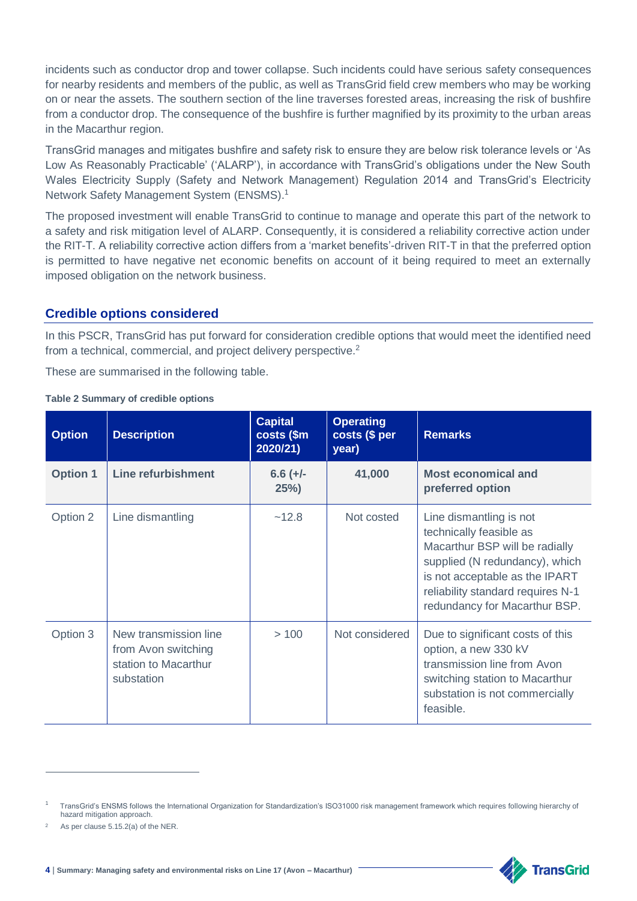incidents such as conductor drop and tower collapse. Such incidents could have serious safety consequences for nearby residents and members of the public, as well as TransGrid field crew members who may be working on or near the assets. The southern section of the line traverses forested areas, increasing the risk of bushfire from a conductor drop. The consequence of the bushfire is further magnified by its proximity to the urban areas in the Macarthur region.

TransGrid manages and mitigates bushfire and safety risk to ensure they are below risk tolerance levels or 'As Low As Reasonably Practicable' ('ALARP'), in accordance with TransGrid's obligations under the New South Wales Electricity Supply (Safety and Network Management) Regulation 2014 and TransGrid's Electricity Network Safety Management System (ENSMS).[1]

The proposed investment will enable TransGrid to continue to manage and operate this part of the network to a safety and risk mitigation level of ALARP. Consequently, it is considered a reliability corrective action under the RIT-T. A reliability corrective action differs from a 'market benefits'-driven RIT-T in that the preferred option is permitted to have negative net economic benefits on account of it being required to meet an externally imposed obligation on the network business.

## Credible options considered

In this PSCR, TransGrid has put forward for consideration credible options that would meet the identified need from a technical, commercial, and project delivery perspective.[2]

These are summarised in the following table.

**Table 2 Summary of credible options**

| Option | Description | Capital costs ($m 2020/21) | Operating costs ($ per year) | Remarks |
|---|---|---|---|---|
| **Option 1** | **Line refurbishment** | **6.6 (+/- 25%)** | **41,000** | **Most economical and preferred option** |
| Option 2 | Line dismantling | ~12.8 | Not costed | Line dismantling is not technically feasible as Macarthur BSP will be radially supplied (N redundancy), which is not acceptable as the IPART reliability standard requires N-1 redundancy for Macarthur BSP. |
| Option 3 | New transmission line from Avon switching station to Macarthur substation | > 100 | Not considered | Due to significant costs of this option, a new 330 kV transmission line from Avon switching station to Macarthur substation is not commercially feasible. |

[1] TransGrid's ENSMS follows the International Organization for Standardization's ISO31000 risk management framework which requires following hierarchy of hazard mitigation approach.

[2] As per clause 5.15.2(a) of the NER.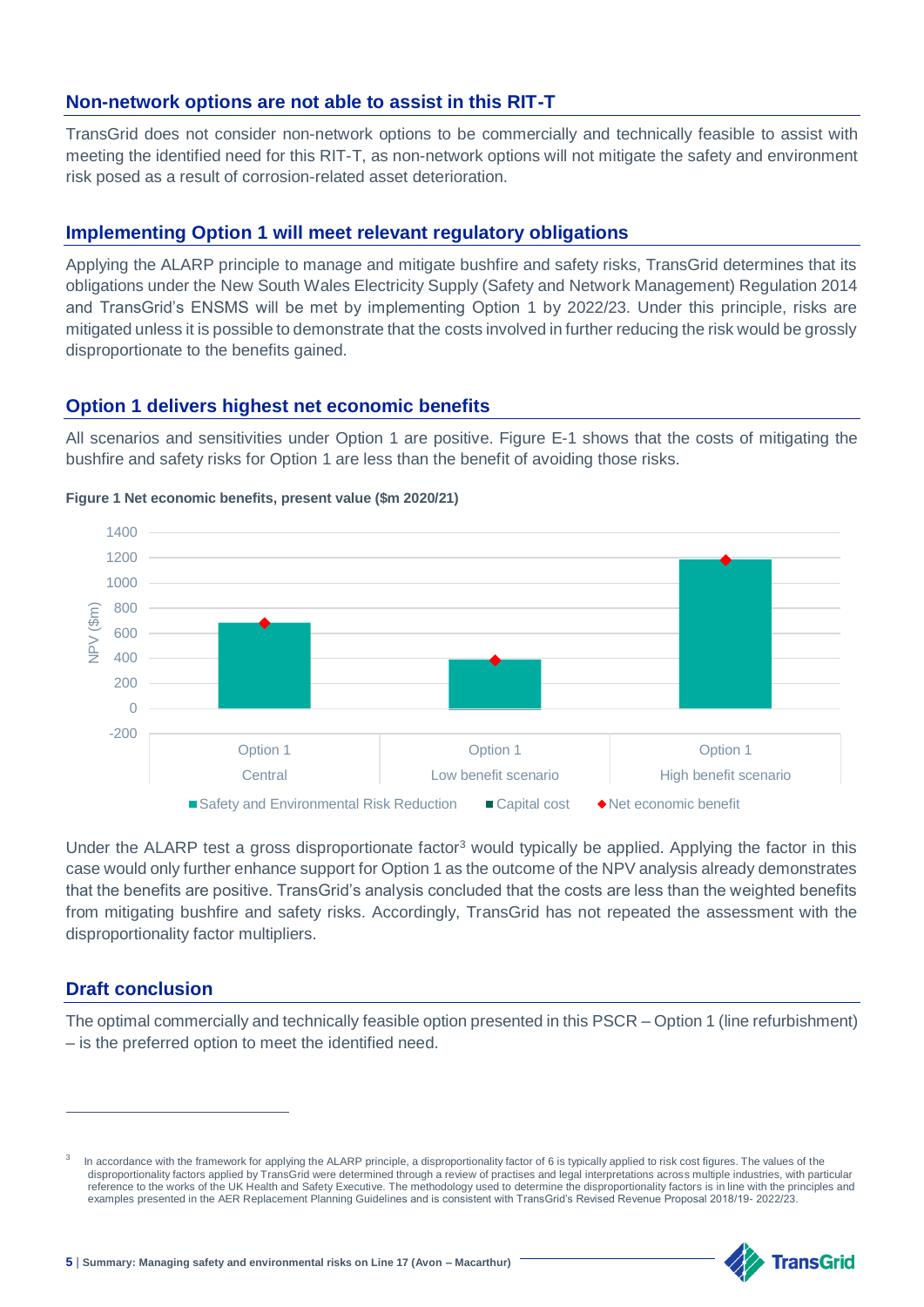## Non-network options are not able to assist in this RIT-T

TransGrid does not consider non-network options to be commercially and technically feasible to assist with meeting the identified need for this RIT-T, as non-network options will not mitigate the safety and environment risk posed as a result of corrosion-related asset deterioration.

## Implementing Option 1 will meet relevant regulatory obligations

Applying the ALARP principle to manage and mitigate bushfire and safety risks, TransGrid determines that its obligations under the New South Wales Electricity Supply (Safety and Network Management) Regulation 2014 and TransGrid's ENSMS will be met by implementing Option 1 by 2022/23. Under this principle, risks are mitigated unless it is possible to demonstrate that the costs involved in further reducing the risk would be grossly disproportionate to the benefits gained.

## Option 1 delivers highest net economic benefits

All scenarios and sensitivities under Option 1 are positive. Figure E-1 shows that the costs of mitigating the bushfire and safety risks for Option 1 are less than the benefit of avoiding those risks.

**Figure 1 Net economic benefits, present value ($m 2020/21)**

Under the ALARP test a gross disproportionate factor[3] would typically be applied. Applying the factor in this case would only further enhance support for Option 1 as the outcome of the NPV analysis already demonstrates that the benefits are positive. TransGrid's analysis concluded that the costs are less than the weighted benefits from mitigating bushfire and safety risks. Accordingly, TransGrid has not repeated the assessment with the disproportionality factor multipliers.

## Draft conclusion

The optimal commercially and technically feasible option presented in this PSCR – Option 1 (line refurbishment) – is the preferred option to meet the identified need.

---

[3] In accordance with the framework for applying the ALARP principle, a disproportionality factor of 6 is typically applied to risk cost figures. The values of the disproportionality factors applied by TransGrid were determined through a review of practises and legal interpretations across multiple industries, with particular reference to the works of the UK Health and Safety Executive. The methodology used to determine the disproportionality factors is in line with the principles and examples presented in the AER Replacement Planning Guidelines and is consistent with TransGrid's Revised Revenue Proposal 2018/19- 2022/23.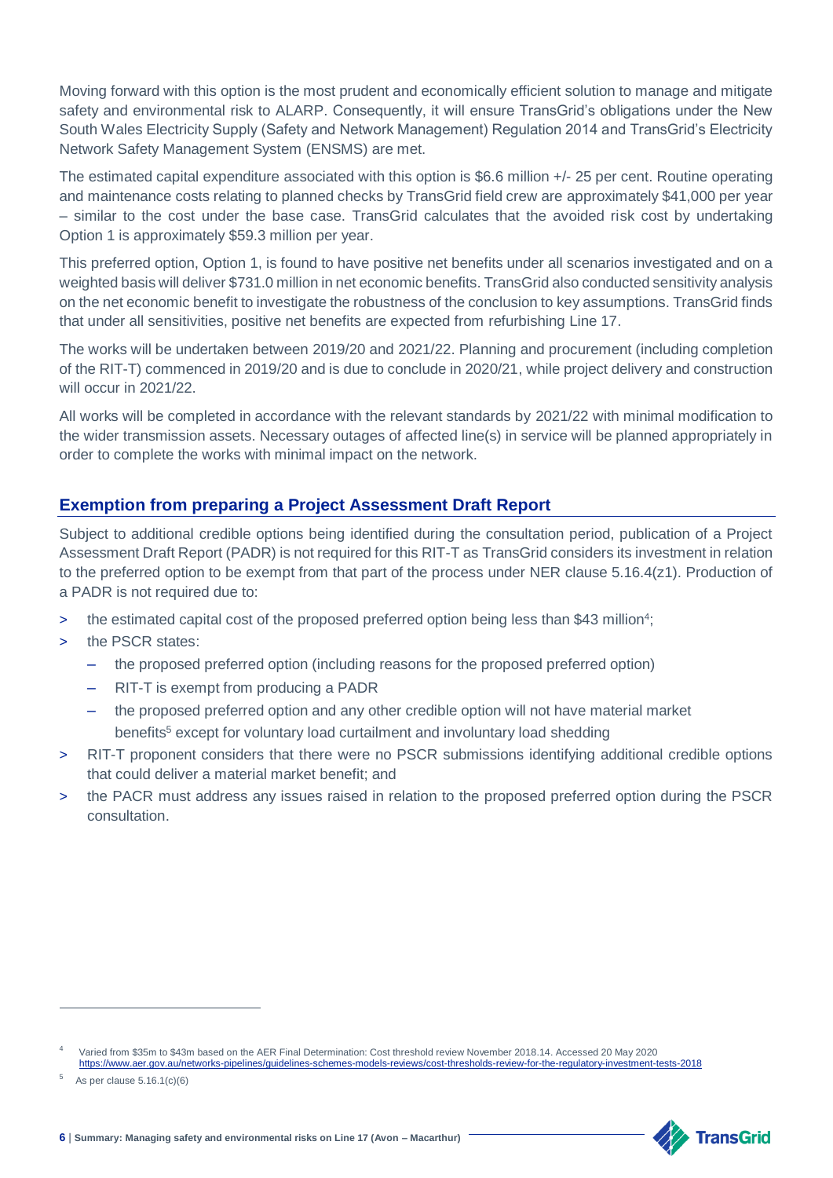Moving forward with this option is the most prudent and economically efficient solution to manage and mitigate safety and environmental risk to ALARP. Consequently, it will ensure TransGrid's obligations under the New South Wales Electricity Supply (Safety and Network Management) Regulation 2014 and TransGrid's Electricity Network Safety Management System (ENSMS) are met.

The estimated capital expenditure associated with this option is $6.6 million +/- 25 per cent. Routine operating and maintenance costs relating to planned checks by TransGrid field crew are approximately $41,000 per year – similar to the cost under the base case. TransGrid calculates that the avoided risk cost by undertaking Option 1 is approximately $59.3 million per year.

This preferred option, Option 1, is found to have positive net benefits under all scenarios investigated and on a weighted basis will deliver $731.0 million in net economic benefits. TransGrid also conducted sensitivity analysis on the net economic benefit to investigate the robustness of the conclusion to key assumptions. TransGrid finds that under all sensitivities, positive net benefits are expected from refurbishing Line 17.

The works will be undertaken between 2019/20 and 2021/22. Planning and procurement (including completion of the RIT-T) commenced in 2019/20 and is due to conclude in 2020/21, while project delivery and construction will occur in 2021/22.

All works will be completed in accordance with the relevant standards by 2021/22 with minimal modification to the wider transmission assets. Necessary outages of affected line(s) in service will be planned appropriately in order to complete the works with minimal impact on the network.

## Exemption from preparing a Project Assessment Draft Report

Subject to additional credible options being identified during the consultation period, publication of a Project Assessment Draft Report (PADR) is not required for this RIT-T as TransGrid considers its investment in relation to the preferred option to be exempt from that part of the process under NER clause 5.16.4(z1). Production of a PADR is not required due to:

- the estimated capital cost of the proposed preferred option being less than $43 million[4];
- the PSCR states:
  - the proposed preferred option (including reasons for the proposed preferred option)
  - RIT-T is exempt from producing a PADR
  - the proposed preferred option and any other credible option will not have material market benefits[5] except for voluntary load curtailment and involuntary load shedding
- RIT-T proponent considers that there were no PSCR submissions identifying additional credible options that could deliver a material market benefit; and
- the PACR must address any issues raised in relation to the proposed preferred option during the PSCR consultation.

---

[4] Varied from $35m to $43m based on the AER Final Determination: Cost threshold review November 2018.14. Accessed 20 May 2020 https://www.aer.gov.au/networks-pipelines/guidelines-schemes-models-reviews/cost-thresholds-review-for-the-regulatory-investment-tests-2018

[5] As per clause 5.16.1(c)(6)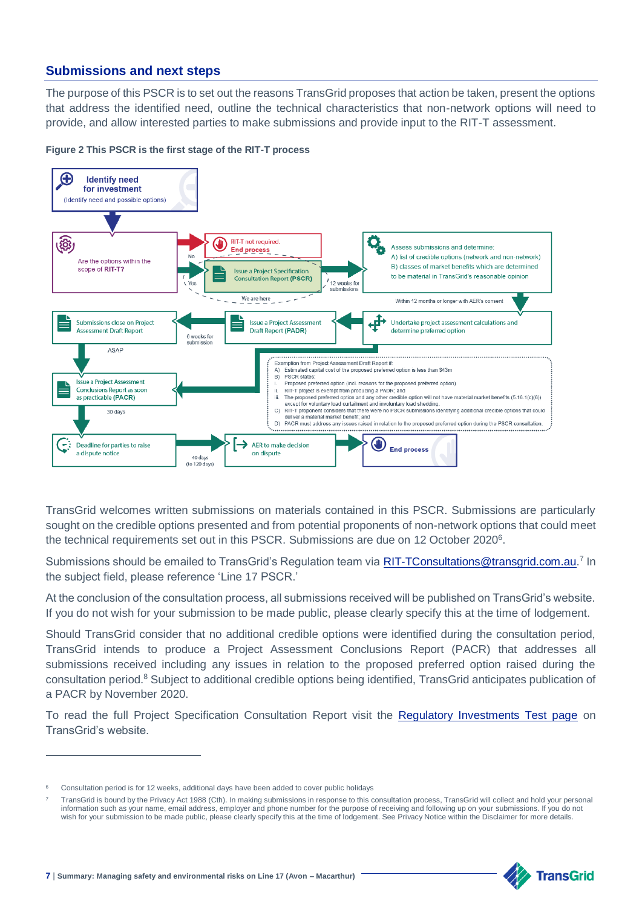## Submissions and next steps

The purpose of this PSCR is to set out the reasons TransGrid proposes that action be taken, present the options that address the identified need, outline the technical characteristics that non-network options will need to provide, and allow interested parties to make submissions and provide input to the RIT-T assessment.

**Figure 2 This PSCR is the first stage of the RIT-T process**

Identify need for investment
(Identify need and possible options)

Are the options within the scope of RIT-T?

No

RIT-T not required. End process

Yes

Issue a Project Specification Consultation Report (PSCR)

We are here

12 weeks for submissions

Assess submissions and determine:
A) list of credible options (network and non-network)
B) classes of market benefits which are determined to be material in TransGrid's reasonable opinion

Within 12 months or longer with AER's consent

Undertake project assessment calculations and determine preferred option

Issue a Project Assessment Draft Report (PADR)

6 weeks for submission

Submissions close on Project Assessment Draft Report

ASAP

Issue a Project Assessment Conclusions Report as soon as practicable (PACR)

30 days

Deadline for parties to raise a dispute notice

40 days
(to 120 days)

AER to make decision on dispute

End process

Exemption from Project Assessment Draft Report if:
A) Estimated capital cost of the proposed preferred option is less than $43m
B) PSCR states:
i. Proposed preferred option (incl. reasons for the proposed preferred option)
ii. RIT-T project is exempt from producing a PADR; and
iii. The proposed preferred option and any other credible option will not have material market benefits (5.16.1(c)(6)) except for voluntary load curtailment and involuntary load shedding.
C) RIT-T proponent considers that there were no PSCR submissions identifying additional credible options that could deliver a material market benefit; and
D) PACR must address any issues raised in relation to the proposed preferred option during the PSCR consultation.

TransGrid welcomes written submissions on materials contained in this PSCR. Submissions are particularly sought on the credible options presented and from potential proponents of non-network options that could meet the technical requirements set out in this PSCR. Submissions are due on 12 October 2020[6].

Submissions should be emailed to TransGrid's Regulation team via RIT-TConsultations@transgrid.com.au.[7] In the subject field, please reference 'Line 17 PSCR.'

At the conclusion of the consultation process, all submissions received will be published on TransGrid's website. If you do not wish for your submission to be made public, please clearly specify this at the time of lodgement.

Should TransGrid consider that no additional credible options were identified during the consultation period, TransGrid intends to produce a Project Assessment Conclusions Report (PACR) that addresses all submissions received including any issues in relation to the proposed preferred option raised during the consultation period.[8] Subject to additional credible options being identified, TransGrid anticipates publication of a PACR by November 2020.

To read the full Project Specification Consultation Report visit the Regulatory Investments Test page on TransGrid's website.

---

[6] Consultation period is for 12 weeks, additional days have been added to cover public holidays

[7] TransGrid is bound by the Privacy Act 1988 (Cth). In making submissions in response to this consultation process, TransGrid will collect and hold your personal information such as your name, email address, employer and phone number for the purpose of receiving and following up on your submissions. If you do not wish for your submission to be made public, please clearly specify this at the time of lodgement. See Privacy Notice within the Disclaimer for more details.